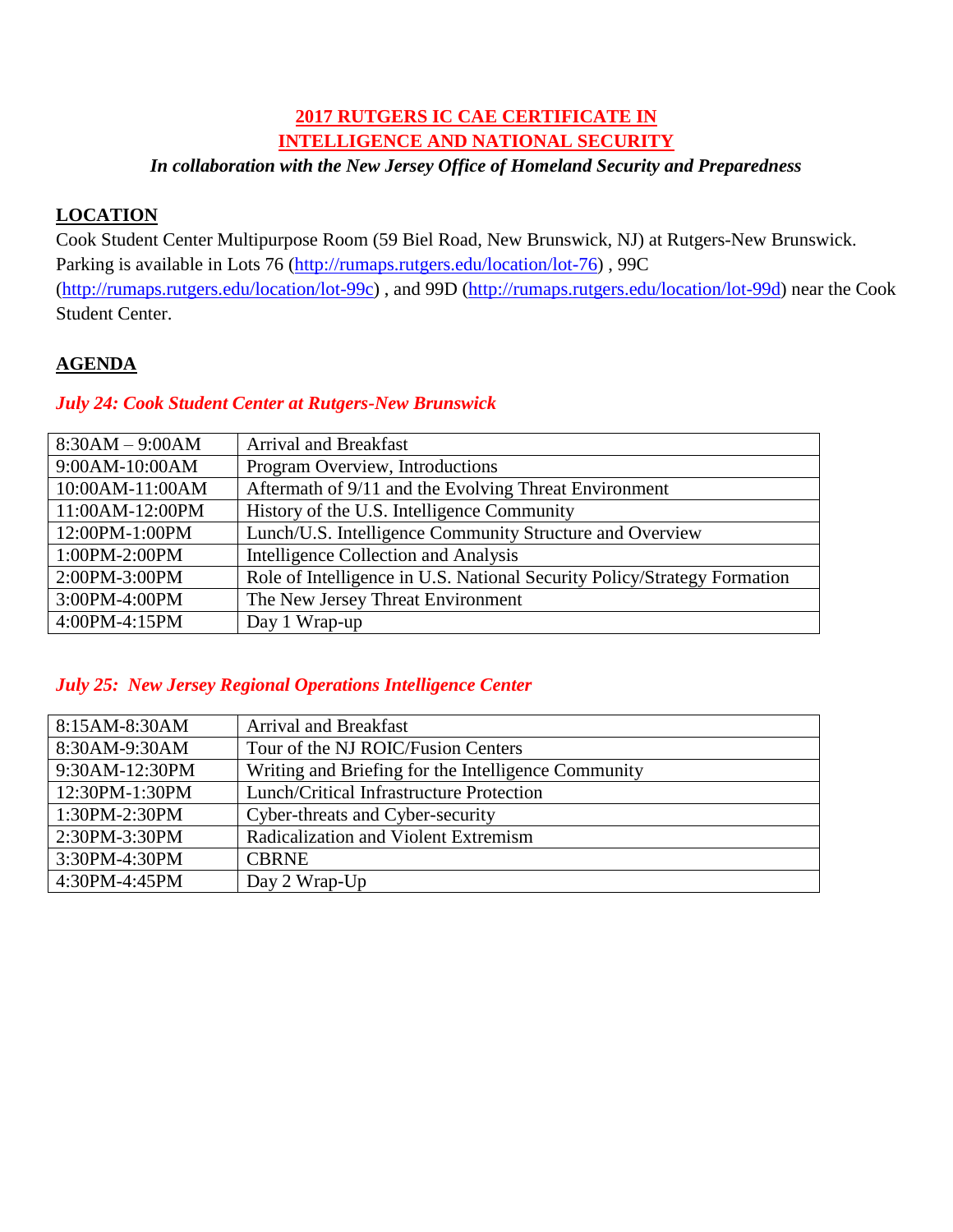# 2017 RUTGERS IC CAE CERTIFICATE IN INTELLIGENCE AND NATIONAL SECURITY

***In collaboration with the New Jersey Office of Homeland Security and Preparedness***

## LOCATION

Cook Student Center Multipurpose Room (59 Biel Road, New Brunswick, NJ) at Rutgers-New Brunswick. Parking is available in Lots 76 (http://rumaps.rutgers.edu/location/lot-76) , 99C (http://rumaps.rutgers.edu/location/lot-99c) , and 99D (http://rumaps.rutgers.edu/location/lot-99d) near the Cook Student Center.

## AGENDA

### *July 24: Cook Student Center at Rutgers-New Brunswick*

| Time | Session |
|---|---|
| 8:30AM – 9:00AM | Arrival and Breakfast |
| 9:00AM-10:00AM | Program Overview, Introductions |
| 10:00AM-11:00AM | Aftermath of 9/11 and the Evolving Threat Environment |
| 11:00AM-12:00PM | History of the U.S. Intelligence Community |
| 12:00PM-1:00PM | Lunch/U.S. Intelligence Community Structure and Overview |
| 1:00PM-2:00PM | Intelligence Collection and Analysis |
| 2:00PM-3:00PM | Role of Intelligence in U.S. National Security Policy/Strategy Formation |
| 3:00PM-4:00PM | The New Jersey Threat Environment |
| 4:00PM-4:15PM | Day 1 Wrap-up |

### *July 25: New Jersey Regional Operations Intelligence Center*

| Time | Session |
|---|---|
| 8:15AM-8:30AM | Arrival and Breakfast |
| 8:30AM-9:30AM | Tour of the NJ ROIC/Fusion Centers |
| 9:30AM-12:30PM | Writing and Briefing for the Intelligence Community |
| 12:30PM-1:30PM | Lunch/Critical Infrastructure Protection |
| 1:30PM-2:30PM | Cyber-threats and Cyber-security |
| 2:30PM-3:30PM | Radicalization and Violent Extremism |
| 3:30PM-4:30PM | CBRNE |
| 4:30PM-4:45PM | Day 2 Wrap-Up |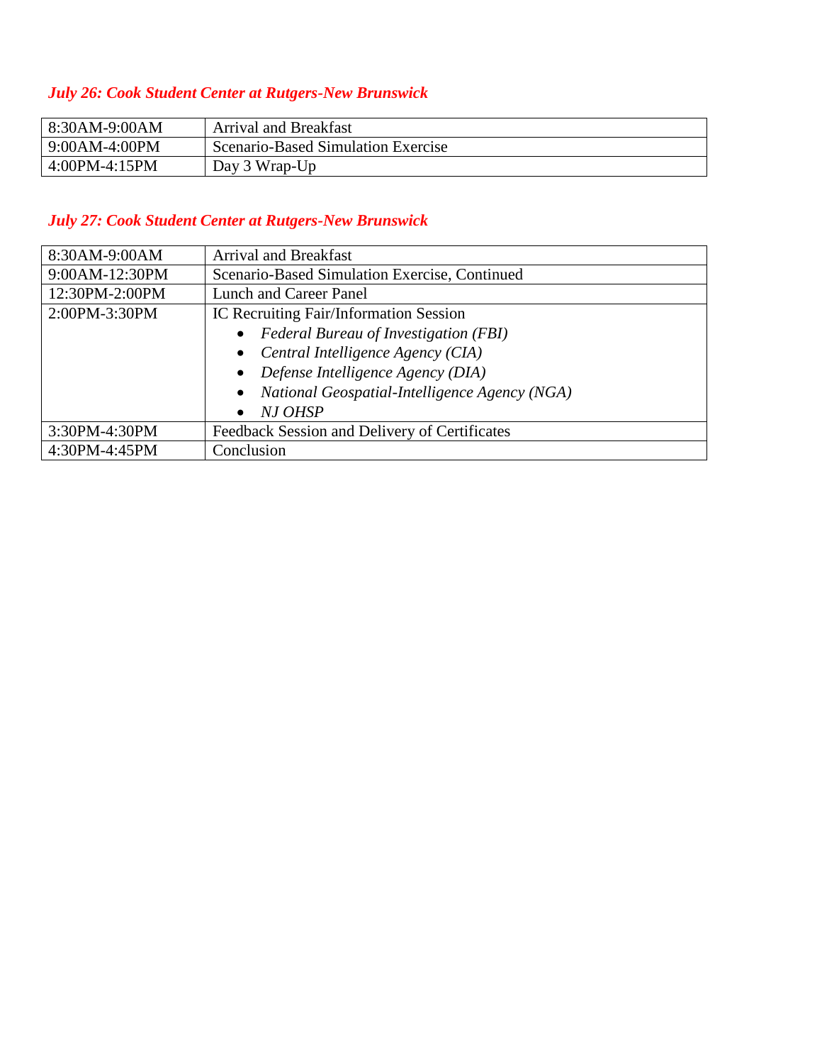### *July 26: Cook Student Center at Rutgers-New Brunswick*

| | |
|---|---|
| 8:30AM-9:00AM | Arrival and Breakfast |
| 9:00AM-4:00PM | Scenario-Based Simulation Exercise |
| 4:00PM-4:15PM | Day 3 Wrap-Up |

### *July 27: Cook Student Center at Rutgers-New Brunswick*

| | |
|---|---|
| 8:30AM-9:00AM | Arrival and Breakfast |
| 9:00AM-12:30PM | Scenario-Based Simulation Exercise, Continued |
| 12:30PM-2:00PM | Lunch and Career Panel |
| 2:00PM-3:30PM | IC Recruiting Fair/Information Session<br>• *Federal Bureau of Investigation (FBI)*<br>• *Central Intelligence Agency (CIA)*<br>• *Defense Intelligence Agency (DIA)*<br>• *National Geospatial-Intelligence Agency (NGA)*<br>• *NJ OHSP* |
| 3:30PM-4:30PM | Feedback Session and Delivery of Certificates |
| 4:30PM-4:45PM | Conclusion |